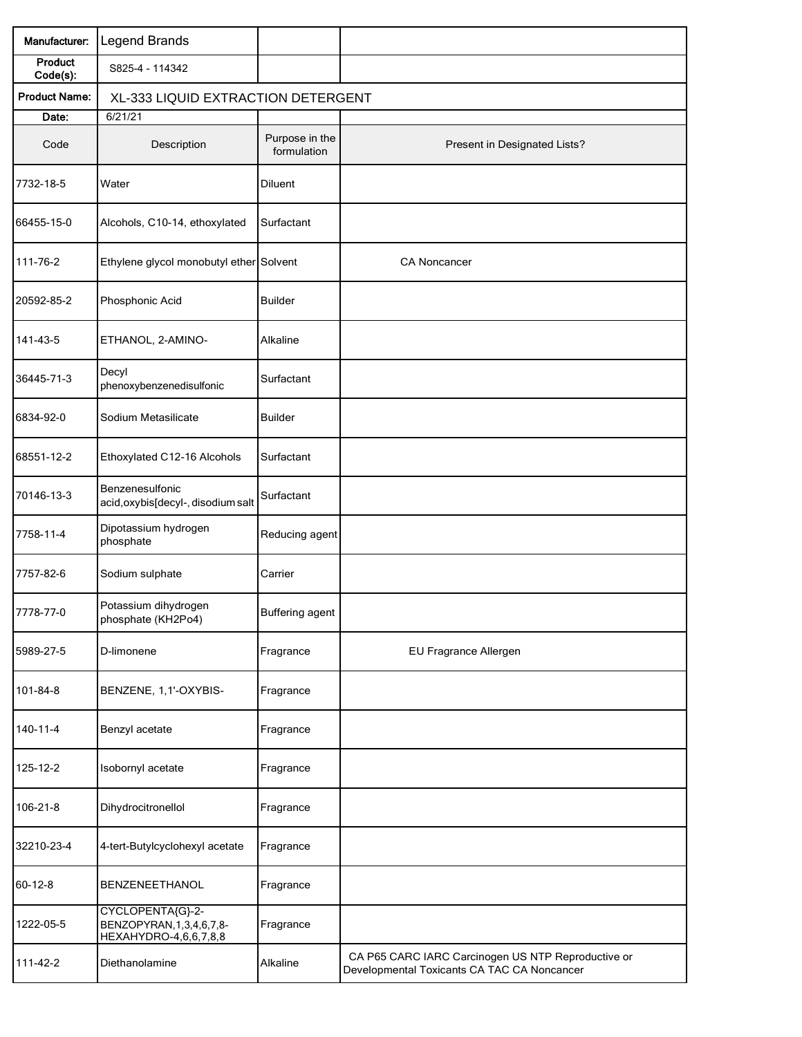| Manufacturer: | Legend Brands | | |
|---|---|---|---|
| Product Code(s): | S825-4 - 114342 | | |
| Product Name: | XL-333 LIQUID EXTRACTION DETERGENT | | |
| Date: | 6/21/21 | | |
| Code | Description | Purpose in the formulation | Present in Designated Lists? |
| 7732-18-5 | Water | Diluent | |
| 66455-15-0 | Alcohols, C10-14, ethoxylated | Surfactant | |
| 111-76-2 | Ethylene glycol monobutyl ether | Solvent | CA Noncancer |
| 20592-85-2 | Phosphonic Acid | Builder | |
| 141-43-5 | ETHANOL, 2-AMINO- | Alkaline | |
| 36445-71-3 | Decyl phenoxybenzenedisulfonic | Surfactant | |
| 6834-92-0 | Sodium Metasilicate | Builder | |
| 68551-12-2 | Ethoxylated C12-16 Alcohols | Surfactant | |
| 70146-13-3 | Benzenesulfonic acid,oxybis[decyl-, disodium salt | Surfactant | |
| 7758-11-4 | Dipotassium hydrogen phosphate | Reducing agent | |
| 7757-82-6 | Sodium sulphate | Carrier | |
| 7778-77-0 | Potassium dihydrogen phosphate (KH2Po4) | Buffering agent | |
| 5989-27-5 | D-limonene | Fragrance | EU Fragrance Allergen |
| 101-84-8 | BENZENE, 1,1'-OXYBIS- | Fragrance | |
| 140-11-4 | Benzyl acetate | Fragrance | |
| 125-12-2 | Isobornyl acetate | Fragrance | |
| 106-21-8 | Dihydrocitronellol | Fragrance | |
| 32210-23-4 | 4-tert-Butylcyclohexyl acetate | Fragrance | |
| 60-12-8 | BENZENEETHANOL | Fragrance | |
| 1222-05-5 | CYCLOPENTA{G}-2-BENZOPYRAN,1,3,4,6,7,8-HEXAHYDRO-4,6,6,7,8,8 | Fragrance | |
| 111-42-2 | Diethanolamine | Alkaline | CA P65 CARC IARC Carcinogen US NTP Reproductive or Developmental Toxicants CA TAC CA Noncancer |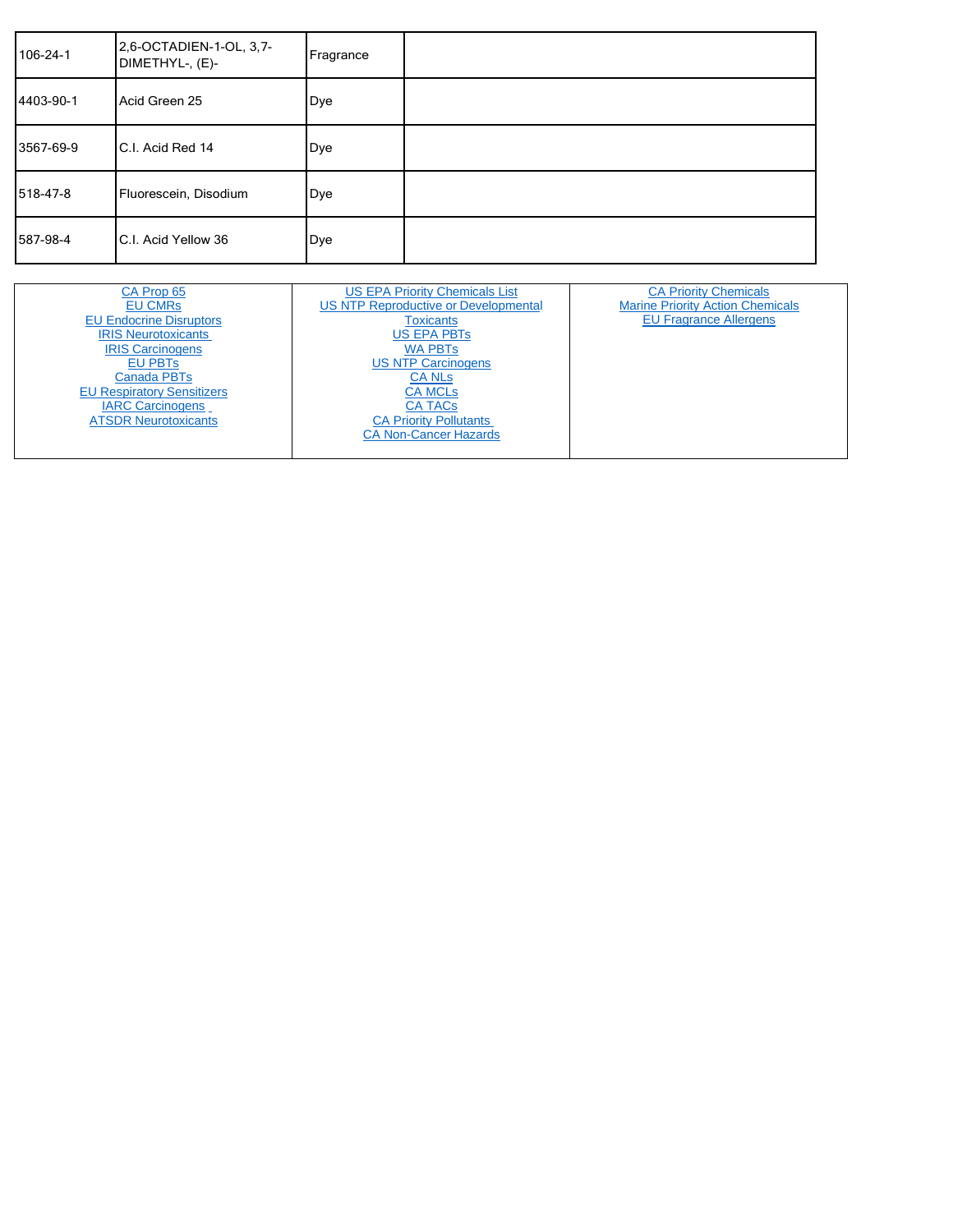| | | | |
|---|---|---|---|
| 106-24-1 | 2,6-OCTADIEN-1-OL, 3,7-DIMETHYL-, (E)- | Fragrance | |
| 4403-90-1 | Acid Green 25 | Dye | |
| 3567-69-9 | C.I. Acid Red 14 | Dye | |
| 518-47-8 | Fluorescein, Disodium | Dye | |
| 587-98-4 | C.I. Acid Yellow 36 | Dye | |

| | | |
|---|---|---|
| CA Prop 65<br>EU CMRs<br>EU Endocrine Disruptors<br>IRIS Neurotoxicants<br>IRIS Carcinogens<br>EU PBTs<br>Canada PBTs<br>EU Respiratory Sensitizers<br>IARC Carcinogens<br>ATSDR Neurotoxicants | US EPA Priority Chemicals List<br>US NTP Reproductive or Developmental Toxicants<br>US EPA PBTs<br>WA PBTs<br>US NTP Carcinogens<br>CA NLs<br>CA MCLs<br>CA TACs<br>CA Priority Pollutants<br>CA Non-Cancer Hazards | CA Priority Chemicals<br>Marine Priority Action Chemicals<br>EU Fragrance Allergens |